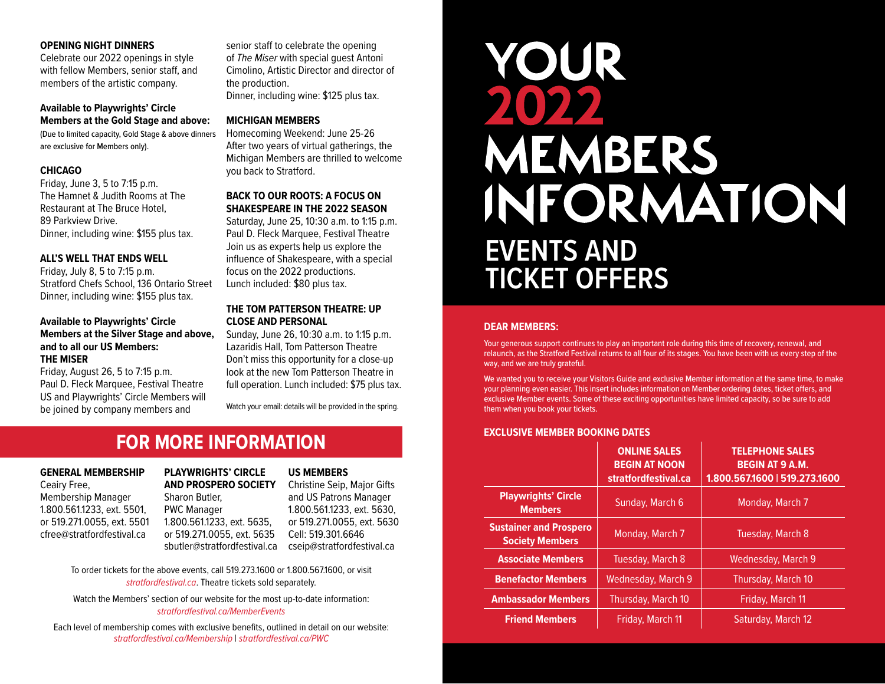# YOUR 2022 MEMBERS INFORMATION

## EVENTS AND TICKET OFFERS

**DEAR MEMBERS:**

Your generous support continues to play an important role during this time of recovery, renewal, and relaunch, as the Stratford Festival returns to all four of its stages. You have been with us every step of the way, and we are truly grateful.

We wanted you to receive your Visitors Guide and exclusive Member information at the same time, to make your planning even easier. This insert includes information on Member ordering dates, ticket offers, and exclusive Member events. Some of these exciting opportunities have limited capacity, so be sure to add them when you book your tickets.

**EXCLUSIVE MEMBER BOOKING DATES**

| | ONLINE SALES BEGIN AT NOON stratfordfestival.ca | TELEPHONE SALES BEGIN AT 9 A.M. 1.800.567.1600 \| 519.273.1600 |
|---|---|---|
| Playwrights' Circle Members | Sunday, March 6 | Monday, March 7 |
| Sustainer and Prospero Society Members | Monday, March 7 | Tuesday, March 8 |
| Associate Members | Tuesday, March 8 | Wednesday, March 9 |
| Benefactor Members | Wednesday, March 9 | Thursday, March 10 |
| Ambassador Members | Thursday, March 10 | Friday, March 11 |
| Friend Members | Friday, March 11 | Saturday, March 12 |

**OPENING NIGHT DINNERS**

Celebrate our 2022 openings in style with fellow Members, senior staff, and members of the artistic company.

**Available to Playwrights' Circle Members at the Gold Stage and above:**

(Due to limited capacity, Gold Stage & above dinners are exclusive for Members only).

**CHICAGO**

Friday, June 3, 5 to 7:15 p.m.
The Hamnet & Judith Rooms at The Restaurant at The Bruce Hotel, 89 Parkview Drive.
Dinner, including wine: $155 plus tax.

**ALL'S WELL THAT ENDS WELL**

Friday, July 8, 5 to 7:15 p.m.
Stratford Chefs School, 136 Ontario Street
Dinner, including wine: $155 plus tax.

**Available to Playwrights' Circle Members at the Silver Stage and above, and to all our US Members:**

**THE MISER**

Friday, August 26, 5 to 7:15 p.m.
Paul D. Fleck Marquee, Festival Theatre
US and Playwrights' Circle Members will be joined by company members and senior staff to celebrate the opening of *The Miser* with special guest Antoni Cimolino, Artistic Director and director of the production.
Dinner, including wine: $125 plus tax.

**MICHIGAN MEMBERS**

Homecoming Weekend: June 25-26
After two years of virtual gatherings, the Michigan Members are thrilled to welcome you back to Stratford.

**BACK TO OUR ROOTS: A FOCUS ON SHAKESPEARE IN THE 2022 SEASON**

Saturday, June 25, 10:30 a.m. to 1:15 p.m.
Paul D. Fleck Marquee, Festival Theatre
Join us as experts help us explore the influence of Shakespeare, with a special focus on the 2022 productions.
Lunch included: $80 plus tax.

**THE TOM PATTERSON THEATRE: UP CLOSE AND PERSONAL**

Sunday, June 26, 10:30 a.m. to 1:15 p.m.
Lazaridis Hall, Tom Patterson Theatre
Don't miss this opportunity for a close-up look at the new Tom Patterson Theatre in full operation. Lunch included: $75 plus tax.

Watch your email: details will be provided in the spring.

## FOR MORE INFORMATION

**GENERAL MEMBERSHIP**
Ceairy Free,
Membership Manager
1.800.561.1233, ext. 5501,
or 519.271.0055, ext. 5501
cfree@stratfordfestival.ca

**PLAYWRIGHTS' CIRCLE AND PROSPERO SOCIETY**
Sharon Butler,
PWC Manager
1.800.561.1233, ext. 5635,
or 519.271.0055, ext. 5635
sbutler@stratfordfestival.ca

**US MEMBERS**
Christine Seip, Major Gifts and US Patrons Manager
1.800.561.1233, ext. 5630,
or 519.271.0055, ext. 5630
Cell: 519.301.6646
cseip@stratfordfestival.ca

To order tickets for the above events, call 519.273.1600 or 1.800.567.1600, or visit *stratfordfestival.ca*. Theatre tickets sold separately.

Watch the Members' section of our website for the most up-to-date information: *stratfordfestival.ca/MemberEvents*

Each level of membership comes with exclusive benefits, outlined in detail on our website: *stratfordfestival.ca/Membership* | *stratfordfestival.ca/PWC*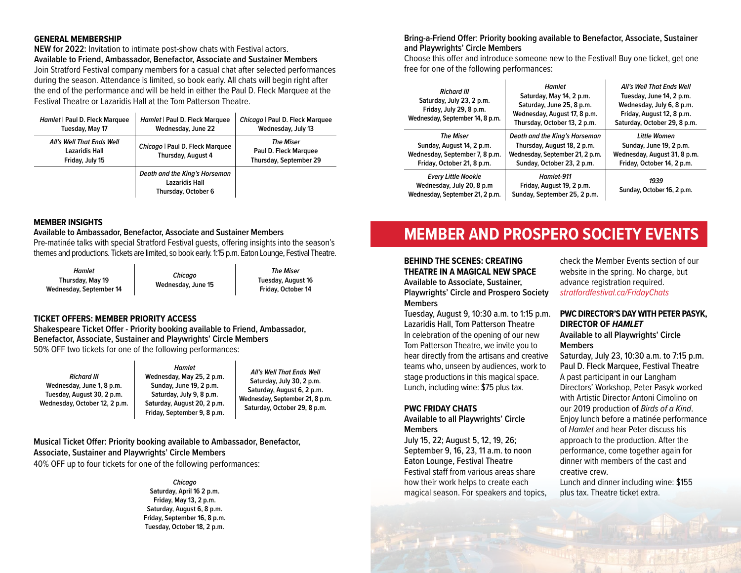**GENERAL MEMBERSHIP**

**NEW for 2022:** Invitation to intimate post-show chats with Festival actors.

**Available to Friend, Ambassador, Benefactor, Associate and Sustainer Members**

Join Stratford Festival company members for a casual chat after selected performances during the season. Attendance is limited, so book early. All chats will begin right after the end of the performance and will be held in either the Paul D. Fleck Marquee at the Festival Theatre or Lazaridis Hall at the Tom Patterson Theatre.

| | | |
|---|---|---|
| *Hamlet* \| Paul D. Fleck Marquee<br>Tuesday, May 17 | *Hamlet* \| Paul D. Fleck Marquee<br>Wednesday, June 22 | *Chicago* \| Paul D. Fleck Marquee<br>Wednesday, July 13 |
| *All's Well That Ends Well*<br>Lazaridis Hall<br>Friday, July 15 | *Chicago* \| Paul D. Fleck Marquee<br>Thursday, August 4 | *The Miser*<br>Paul D. Fleck Marquee<br>Thursday, September 29 |
| | *Death and the King's Horseman*<br>Lazaridis Hall<br>Thursday, October 6 | |

**MEMBER INSIGHTS**

**Available to Ambassador, Benefactor, Associate and Sustainer Members**

Pre-matinée talks with special Stratford Festival guests, offering insights into the season's themes and productions. Tickets are limited, so book early. 1:15 p.m. Eaton Lounge, Festival Theatre.

| | | |
|---|---|---|
| *Hamlet*<br>Thursday, May 19<br>Wednesday, September 14 | *Chicago*<br>Wednesday, June 15 | *The Miser*<br>Tuesday, August 16<br>Friday, October 14 |

**TICKET OFFERS: MEMBER PRIORITY ACCESS**

**Shakespeare Ticket Offer - Priority booking available to Friend, Ambassador, Benefactor, Associate, Sustainer and Playwrights' Circle Members**

50% OFF two tickets for one of the following performances:

| | | |
|---|---|---|
| *Richard III*<br>Wednesday, June 1, 8 p.m.<br>Tuesday, August 30, 2 p.m.<br>Wednesday, October 12, 2 p.m. | *Hamlet*<br>Wednesday, May 25, 2 p.m.<br>Sunday, June 19, 2 p.m.<br>Saturday, July 9, 8 p.m.<br>Saturday, August 20, 2 p.m.<br>Friday, September 9, 8 p.m. | *All's Well That Ends Well*<br>Saturday, July 30, 2 p.m.<br>Saturday, August 6, 2 p.m.<br>Wednesday, September 21, 8 p.m.<br>Saturday, October 29, 8 p.m. |

**Musical Ticket Offer: Priority booking available to Ambassador, Benefactor, Associate, Sustainer and Playwrights' Circle Members**

40% OFF up to four tickets for one of the following performances:

*Chicago*
Saturday, April 16 2 p.m.
Friday, May 13, 2 p.m.
Saturday, August 6, 8 p.m.
Friday, September 16, 8 p.m.
Tuesday, October 18, 2 p.m.

**Bring-a-Friend Offer: Priority booking available to Benefactor, Associate, Sustainer and Playwrights' Circle Members**

Choose this offer and introduce someone new to the Festival! Buy one ticket, get one free for one of the following performances:

| | | |
|---|---|---|
| *Richard III*<br>Saturday, July 23, 2 p.m.<br>Friday, July 29, 8 p.m.<br>Wednesday, September 14, 8 p.m. | *Hamlet*<br>Saturday, May 14, 2 p.m.<br>Saturday, June 25, 8 p.m.<br>Wednesday, August 17, 8 p.m.<br>Thursday, October 13, 2 p.m. | *All's Well That Ends Well*<br>Tuesday, June 14, 2 p.m.<br>Wednesday, July 6, 8 p.m.<br>Friday, August 12, 8 p.m.<br>Saturday, October 29, 8 p.m. |
| *The Miser*<br>Sunday, August 14, 2 p.m.<br>Wednesday, September 7, 8 p.m.<br>Friday, October 21, 8 p.m. | *Death and the King's Horseman*<br>Thursday, August 18, 2 p.m.<br>Wednesday, September 21, 2 p.m.<br>Sunday, October 23, 2 p.m. | *Little Women*<br>Sunday, June 19, 2 p.m.<br>Wednesday, August 31, 8 p.m.<br>Friday, October 14, 2 p.m. |
| *Every Little Nookie*<br>Wednesday, July 20, 8 p.m<br>Wednesday, September 21, 2 p.m. | *Hamlet-911*<br>Friday, August 19, 2 p.m.<br>Sunday, September 25, 2 p.m. | *1939*<br>Sunday, October 16, 2 p.m. |

# MEMBER AND PROSPERO SOCIETY EVENTS

**BEHIND THE SCENES: CREATING THEATRE IN A MAGICAL NEW SPACE**

**Available to Associate, Sustainer, Playwrights' Circle and Prospero Society Members**

Tuesday, August 9, 10:30 a.m. to 1:15 p.m.
Lazaridis Hall, Tom Patterson Theatre

In celebration of the opening of our new Tom Patterson Theatre, we invite you to hear directly from the artisans and creative teams who, unseen by audiences, work to stage productions in this magical space. Lunch, including wine: $75 plus tax.

**PWC FRIDAY CHATS**

**Available to all Playwrights' Circle Members**

July 15, 22; August 5, 12, 19, 26;
September 9, 16, 23, 11 a.m. to noon
Eaton Lounge, Festival Theatre

Festival staff from various areas share how their work helps to create each magical season. For speakers and topics, check the Member Events section of our website in the spring. No charge, but advance registration required. *stratfordfestival.ca/FridayChats*

**PWC DIRECTOR'S DAY WITH PETER PASYK, DIRECTOR OF *HAMLET***

**Available to all Playwrights' Circle Members**

Saturday, July 23, 10:30 a.m. to 7:15 p.m.
Paul D. Fleck Marquee, Festival Theatre

A past participant in our Langham Directors' Workshop, Peter Pasyk worked with Artistic Director Antoni Cimolino on our 2019 production of *Birds of a Kind*. Enjoy lunch before a matinée performance of *Hamlet* and hear Peter discuss his approach to the production. After the performance, come together again for dinner with members of the cast and creative crew.

Lunch and dinner including wine: $155 plus tax. Theatre ticket extra.